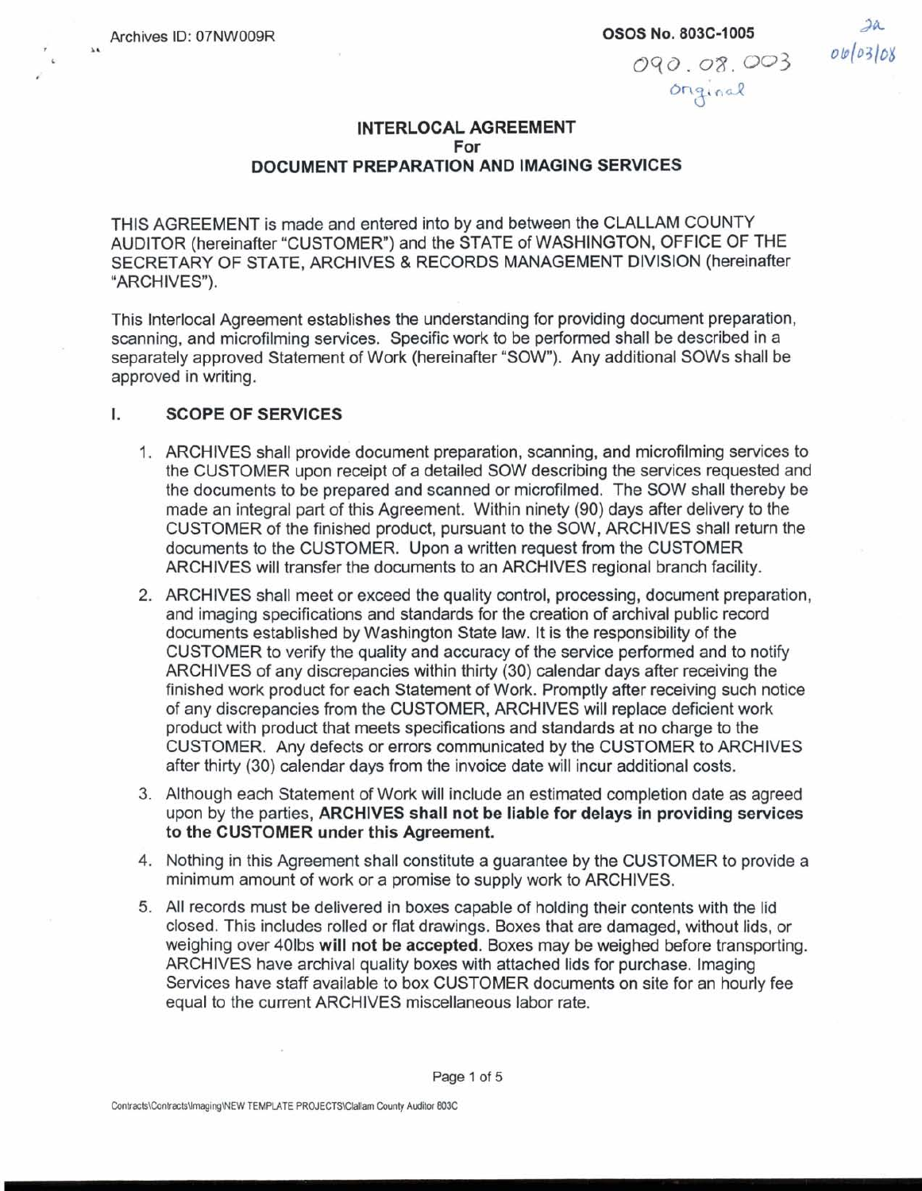Archives ID: 07NW009R

**OSOS No. 803C-1005**

090.08.003
Original

2a
06/03/08

# INTERLOCAL AGREEMENT
## For
## DOCUMENT PREPARATION AND IMAGING SERVICES

THIS AGREEMENT is made and entered into by and between the CLALLAM COUNTY AUDITOR (hereinafter "CUSTOMER") and the STATE of WASHINGTON, OFFICE OF THE SECRETARY OF STATE, ARCHIVES & RECORDS MANAGEMENT DIVISION (hereinafter "ARCHIVES").

This Interlocal Agreement establishes the understanding for providing document preparation, scanning, and microfilming services. Specific work to be performed shall be described in a separately approved Statement of Work (hereinafter "SOW"). Any additional SOWs shall be approved in writing.

### I. SCOPE OF SERVICES

1. ARCHIVES shall provide document preparation, scanning, and microfilming services to the CUSTOMER upon receipt of a detailed SOW describing the services requested and the documents to be prepared and scanned or microfilmed. The SOW shall thereby be made an integral part of this Agreement. Within ninety (90) days after delivery to the CUSTOMER of the finished product, pursuant to the SOW, ARCHIVES shall return the documents to the CUSTOMER. Upon a written request from the CUSTOMER ARCHIVES will transfer the documents to an ARCHIVES regional branch facility.
2. ARCHIVES shall meet or exceed the quality control, processing, document preparation, and imaging specifications and standards for the creation of archival public record documents established by Washington State law. It is the responsibility of the CUSTOMER to verify the quality and accuracy of the service performed and to notify ARCHIVES of any discrepancies within thirty (30) calendar days after receiving the finished work product for each Statement of Work. Promptly after receiving such notice of any discrepancies from the CUSTOMER, ARCHIVES will replace deficient work product with product that meets specifications and standards at no charge to the CUSTOMER. Any defects or errors communicated by the CUSTOMER to ARCHIVES after thirty (30) calendar days from the invoice date will incur additional costs.
3. Although each Statement of Work will include an estimated completion date as agreed upon by the parties, **ARCHIVES shall not be liable for delays in providing services to the CUSTOMER under this Agreement.**
4. Nothing in this Agreement shall constitute a guarantee by the CUSTOMER to provide a minimum amount of work or a promise to supply work to ARCHIVES.
5. All records must be delivered in boxes capable of holding their contents with the lid closed. This includes rolled or flat drawings. Boxes that are damaged, without lids, or weighing over 40lbs **will not be accepted**. Boxes may be weighed before transporting. ARCHIVES have archival quality boxes with attached lids for purchase. Imaging Services have staff available to box CUSTOMER documents on site for an hourly fee equal to the current ARCHIVES miscellaneous labor rate.

Contracts\Contracts\Imaging\NEW TEMPLATE PROJECTS\Clallam County Auditor 803C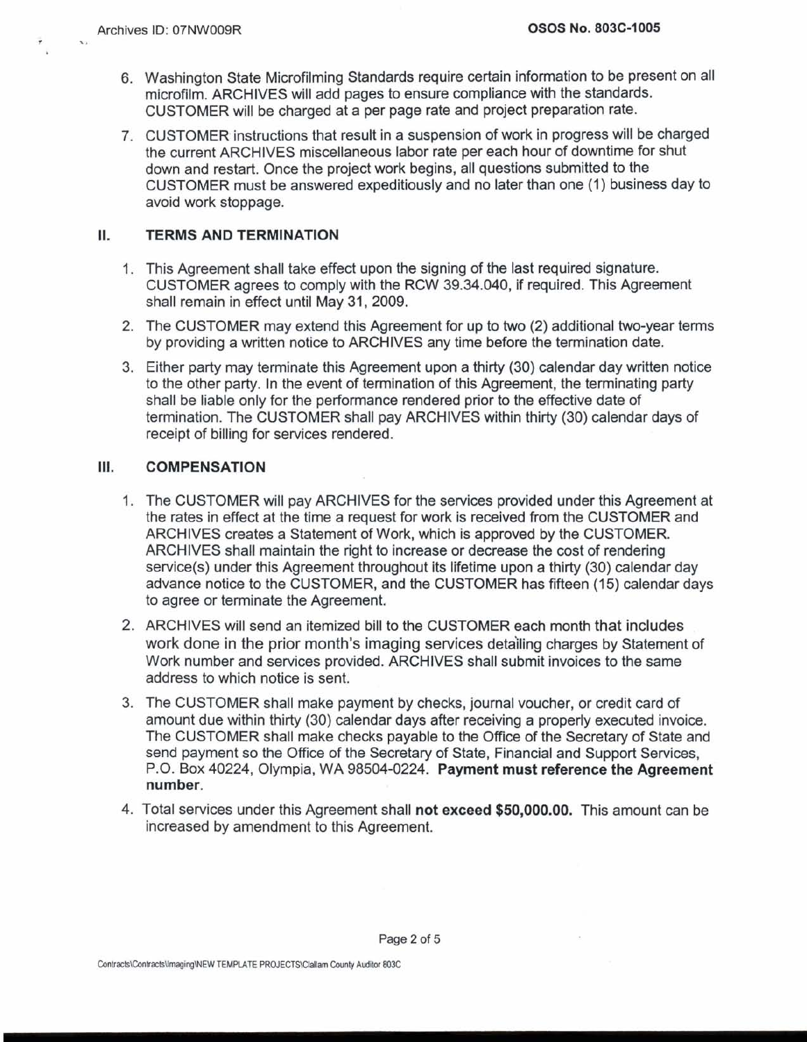6. Washington State Microfilming Standards require certain information to be present on all microfilm. ARCHIVES will add pages to ensure compliance with the standards. CUSTOMER will be charged at a per page rate and project preparation rate.

7. CUSTOMER instructions that result in a suspension of work in progress will be charged the current ARCHIVES miscellaneous labor rate per each hour of downtime for shut down and restart. Once the project work begins, all questions submitted to the CUSTOMER must be answered expeditiously and no later than one (1) business day to avoid work stoppage.

## II. TERMS AND TERMINATION

1. This Agreement shall take effect upon the signing of the last required signature. CUSTOMER agrees to comply with the RCW 39.34.040, if required. This Agreement shall remain in effect until May 31, 2009.

2. The CUSTOMER may extend this Agreement for up to two (2) additional two-year terms by providing a written notice to ARCHIVES any time before the termination date.

3. Either party may terminate this Agreement upon a thirty (30) calendar day written notice to the other party. In the event of termination of this Agreement, the terminating party shall be liable only for the performance rendered prior to the effective date of termination. The CUSTOMER shall pay ARCHIVES within thirty (30) calendar days of receipt of billing for services rendered.

## III. COMPENSATION

1. The CUSTOMER will pay ARCHIVES for the services provided under this Agreement at the rates in effect at the time a request for work is received from the CUSTOMER and ARCHIVES creates a Statement of Work, which is approved by the CUSTOMER. ARCHIVES shall maintain the right to increase or decrease the cost of rendering service(s) under this Agreement throughout its lifetime upon a thirty (30) calendar day advance notice to the CUSTOMER, and the CUSTOMER has fifteen (15) calendar days to agree or terminate the Agreement.

2. ARCHIVES will send an itemized bill to the CUSTOMER each month that includes work done in the prior month's imaging services detailing charges by Statement of Work number and services provided. ARCHIVES shall submit invoices to the same address to which notice is sent.

3. The CUSTOMER shall make payment by checks, journal voucher, or credit card of amount due within thirty (30) calendar days after receiving a properly executed invoice. The CUSTOMER shall make checks payable to the Office of the Secretary of State and send payment so the Office of the Secretary of State, Financial and Support Services, P.O. Box 40224, Olympia, WA 98504-0224. **Payment must reference the Agreement number**.

4. Total services under this Agreement shall **not exceed $50,000.00.** This amount can be increased by amendment to this Agreement.

Contracts\Contracts\Imaging\NEW TEMPLATE PROJECTS\Clallam County Auditor 803C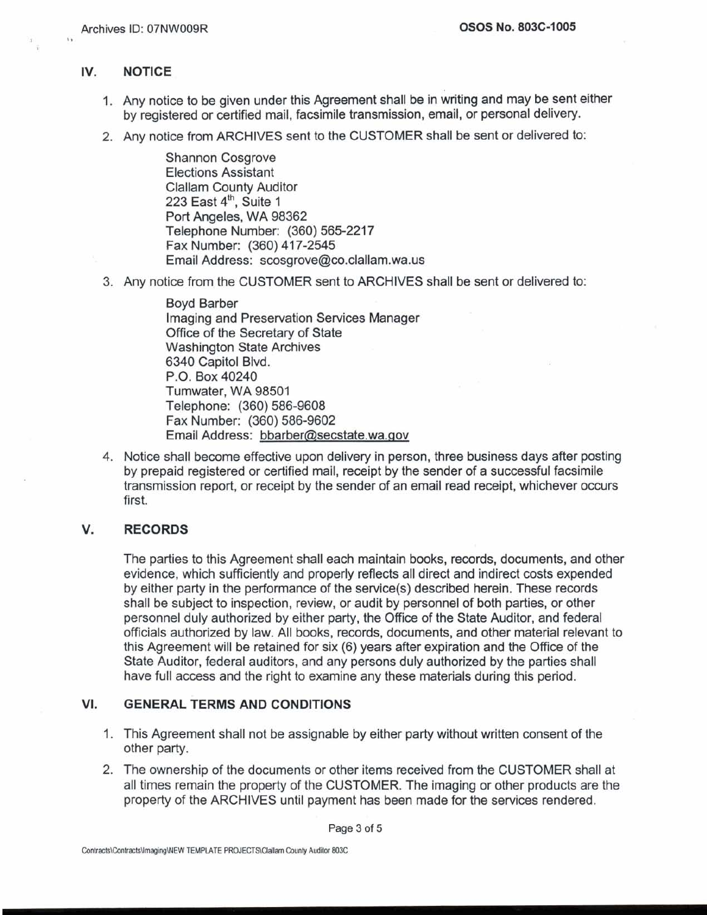## IV. NOTICE

1. Any notice to be given under this Agreement shall be in writing and may be sent either by registered or certified mail, facsimile transmission, email, or personal delivery.
2. Any notice from ARCHIVES sent to the CUSTOMER shall be sent or delivered to:

   Shannon Cosgrove
   Elections Assistant
   Clallam County Auditor
   223 East 4th, Suite 1
   Port Angeles, WA 98362
   Telephone Number: (360) 565-2217
   Fax Number: (360) 417-2545
   Email Address: scosgrove@co.clallam.wa.us

3. Any notice from the CUSTOMER sent to ARCHIVES shall be sent or delivered to:

   Boyd Barber
   Imaging and Preservation Services Manager
   Office of the Secretary of State
   Washington State Archives
   6340 Capitol Blvd.
   P.O. Box 40240
   Tumwater, WA 98501
   Telephone: (360) 586-9608
   Fax Number: (360) 586-9602
   Email Address: bbarber@secstate.wa.gov

4. Notice shall become effective upon delivery in person, three business days after posting by prepaid registered or certified mail, receipt by the sender of a successful facsimile transmission report, or receipt by the sender of an email read receipt, whichever occurs first.

## V. RECORDS

The parties to this Agreement shall each maintain books, records, documents, and other evidence, which sufficiently and properly reflects all direct and indirect costs expended by either party in the performance of the service(s) described herein. These records shall be subject to inspection, review, or audit by personnel of both parties, or other personnel duly authorized by either party, the Office of the State Auditor, and federal officials authorized by law. All books, records, documents, and other material relevant to this Agreement will be retained for six (6) years after expiration and the Office of the State Auditor, federal auditors, and any persons duly authorized by the parties shall have full access and the right to examine any these materials during this period.

## VI. GENERAL TERMS AND CONDITIONS

1. This Agreement shall not be assignable by either party without written consent of the other party.
2. The ownership of the documents or other items received from the CUSTOMER shall at all times remain the property of the CUSTOMER. The imaging or other products are the property of the ARCHIVES until payment has been made for the services rendered.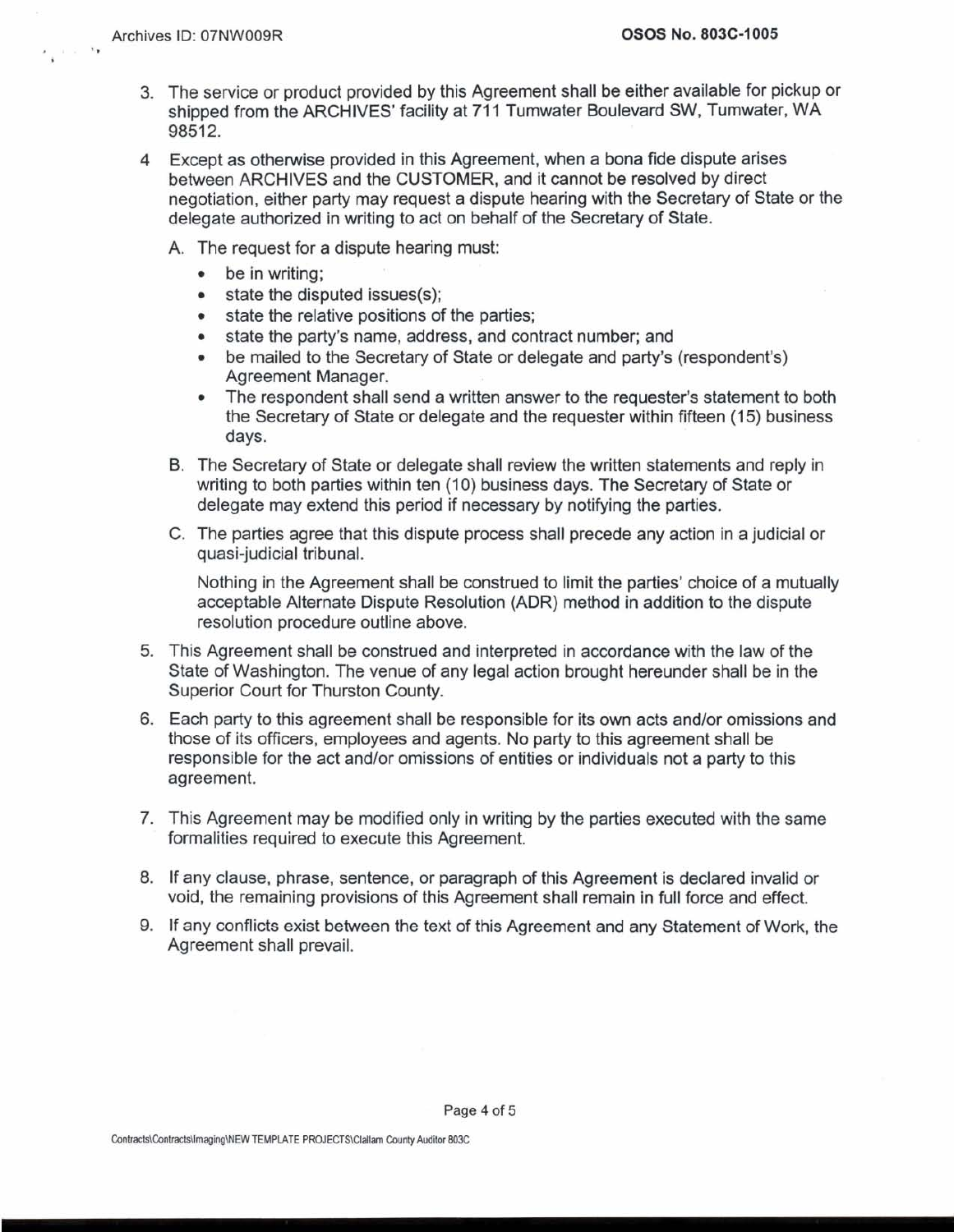3. The service or product provided by this Agreement shall be either available for pickup or shipped from the ARCHIVES' facility at 711 Tumwater Boulevard SW, Tumwater, WA 98512.

4. Except as otherwise provided in this Agreement, when a bona fide dispute arises between ARCHIVES and the CUSTOMER, and it cannot be resolved by direct negotiation, either party may request a dispute hearing with the Secretary of State or the delegate authorized in writing to act on behalf of the Secretary of State.

   A. The request for a dispute hearing must:
      - be in writing;
      - state the disputed issues(s);
      - state the relative positions of the parties;
      - state the party's name, address, and contract number; and
      - be mailed to the Secretary of State or delegate and party's (respondent's) Agreement Manager.
      - The respondent shall send a written answer to the requester's statement to both the Secretary of State or delegate and the requester within fifteen (15) business days.

   B. The Secretary of State or delegate shall review the written statements and reply in writing to both parties within ten (10) business days. The Secretary of State or delegate may extend this period if necessary by notifying the parties.

   C. The parties agree that this dispute process shall precede any action in a judicial or quasi-judicial tribunal.

      Nothing in the Agreement shall be construed to limit the parties' choice of a mutually acceptable Alternate Dispute Resolution (ADR) method in addition to the dispute resolution procedure outline above.

5. This Agreement shall be construed and interpreted in accordance with the law of the State of Washington. The venue of any legal action brought hereunder shall be in the Superior Court for Thurston County.

6. Each party to this agreement shall be responsible for its own acts and/or omissions and those of its officers, employees and agents. No party to this agreement shall be responsible for the act and/or omissions of entities or individuals not a party to this agreement.

7. This Agreement may be modified only in writing by the parties executed with the same formalities required to execute this Agreement.

8. If any clause, phrase, sentence, or paragraph of this Agreement is declared invalid or void, the remaining provisions of this Agreement shall remain in full force and effect.

9. If any conflicts exist between the text of this Agreement and any Statement of Work, the Agreement shall prevail.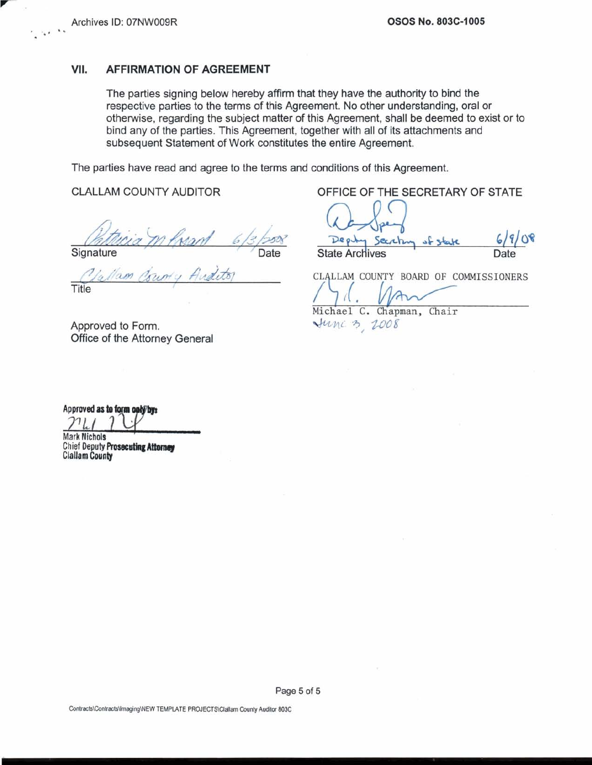## VII. AFFIRMATION OF AGREEMENT

The parties signing below hereby affirm that they have the authority to bind the respective parties to the terms of this Agreement. No other understanding, oral or otherwise, regarding the subject matter of this Agreement, shall be deemed to exist or to bind any of the parties. This Agreement, together with all of its attachments and subsequent Statement of Work constitutes the entire Agreement.

The parties have read and agree to the terms and conditions of this Agreement.

CLALLAM COUNTY AUDITOR

*Patricia M Rosand* 6/3/2008

Signature Date

*Clallam County Auditor*

Title

Approved to Form.
Office of the Attorney General

OFFICE OF THE SECRETARY OF STATE

*Deputy Secretary of State* 6/9/08

State Archives Date

CLALLAM COUNTY BOARD OF COMMISSIONERS

Michael C. Chapman, Chair
*June 3, 2008*

**Approved as to form only by:**

Mark Nichols
Chief Deputy **Prosecuting Attorney**
Clallam County

Contracts\Contracts\Imaging\NEW TEMPLATE PROJECTS\Clallam County Auditor 803C